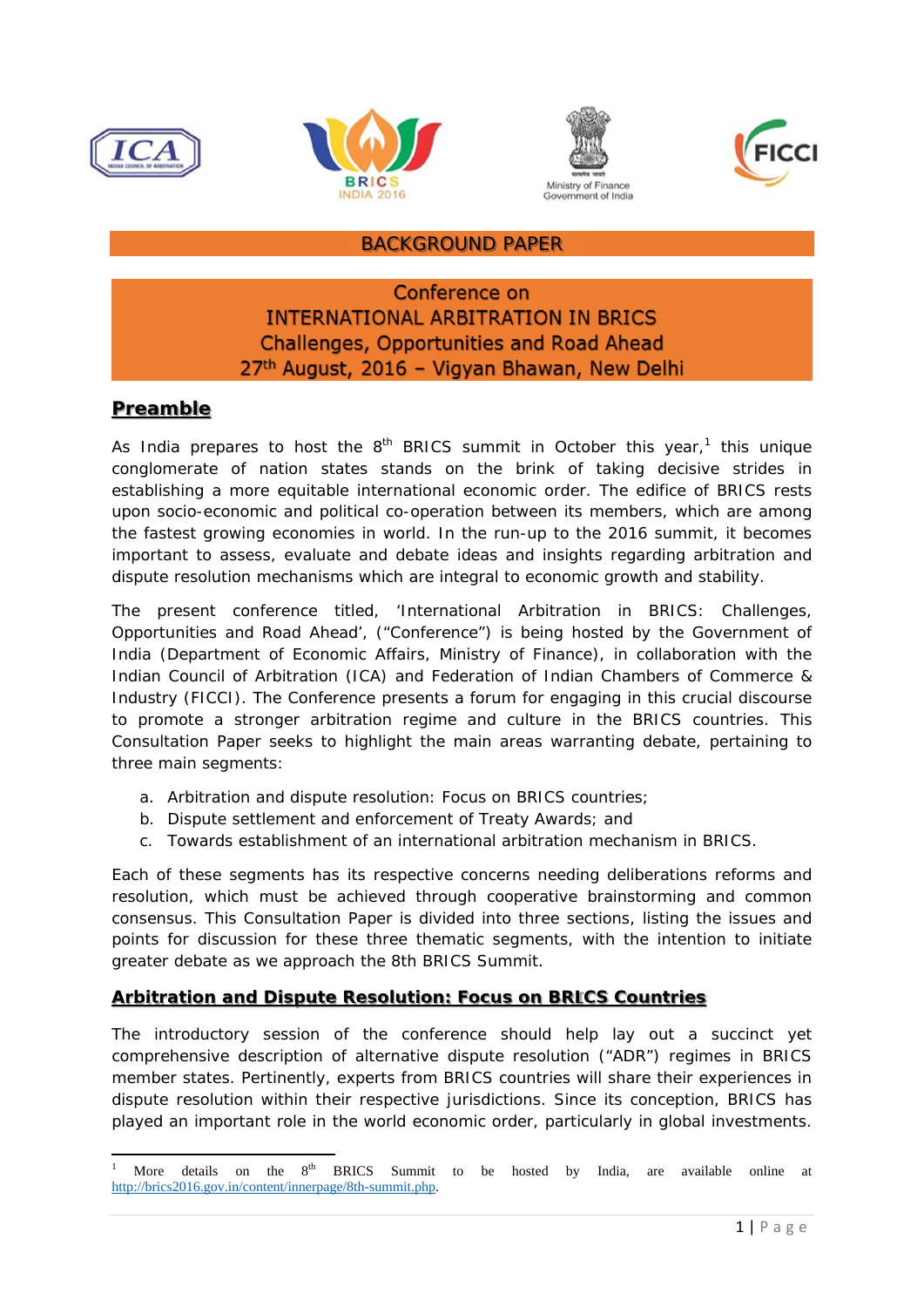ICA | BRICS INDIA 2016 | Ministry of Finance, Government of India | FICCI

# BACKGROUND PAPER

## Conference on INTERNATIONAL ARBITRATION IN BRICS Challenges, Opportunities and Road Ahead 27th August, 2016 – Vigyan Bhawan, New Delhi

## Preamble

As India prepares to host the 8th BRICS summit in October this year,[1] this unique conglomerate of nation states stands on the brink of taking decisive strides in establishing a more equitable international economic order. The edifice of BRICS rests upon socio-economic and political co-operation between its members, which are among the fastest growing economies in world. In the run-up to the 2016 summit, it becomes important to assess, evaluate and debate ideas and insights regarding arbitration and dispute resolution mechanisms which are integral to economic growth and stability.

The present conference titled, 'International Arbitration in BRICS: Challenges, Opportunities and Road Ahead', ("Conference") is being hosted by the Government of India (Department of Economic Affairs, Ministry of Finance), in collaboration with the Indian Council of Arbitration (ICA) and Federation of Indian Chambers of Commerce & Industry (FICCI). The Conference presents a forum for engaging in this crucial discourse to promote a stronger arbitration regime and culture in the BRICS countries. This Consultation Paper seeks to highlight the main areas warranting debate, pertaining to three main segments:

a. Arbitration and dispute resolution: Focus on BRICS countries;
b. Dispute settlement and enforcement of Treaty Awards; and
c. Towards establishment of an international arbitration mechanism in BRICS.

Each of these segments has its respective concerns needing deliberations reforms and resolution, which must be achieved through cooperative brainstorming and common consensus. This Consultation Paper is divided into three sections, listing the issues and points for discussion for these three thematic segments, with the intention to initiate greater debate as we approach the 8th BRICS Summit.

## Arbitration and Dispute Resolution: Focus on BRICS Countries

The introductory session of the conference should help lay out a succinct yet comprehensive description of alternative dispute resolution ("ADR") regimes in BRICS member states. Pertinently, experts from BRICS countries will share their experiences in dispute resolution within their respective jurisdictions. Since its conception, BRICS has played an important role in the world economic order, particularly in global investments.

---

[1] More details on the 8th BRICS Summit to be hosted by India, are available online at http://brics2016.gov.in/content/innerpage/8th-summit.php.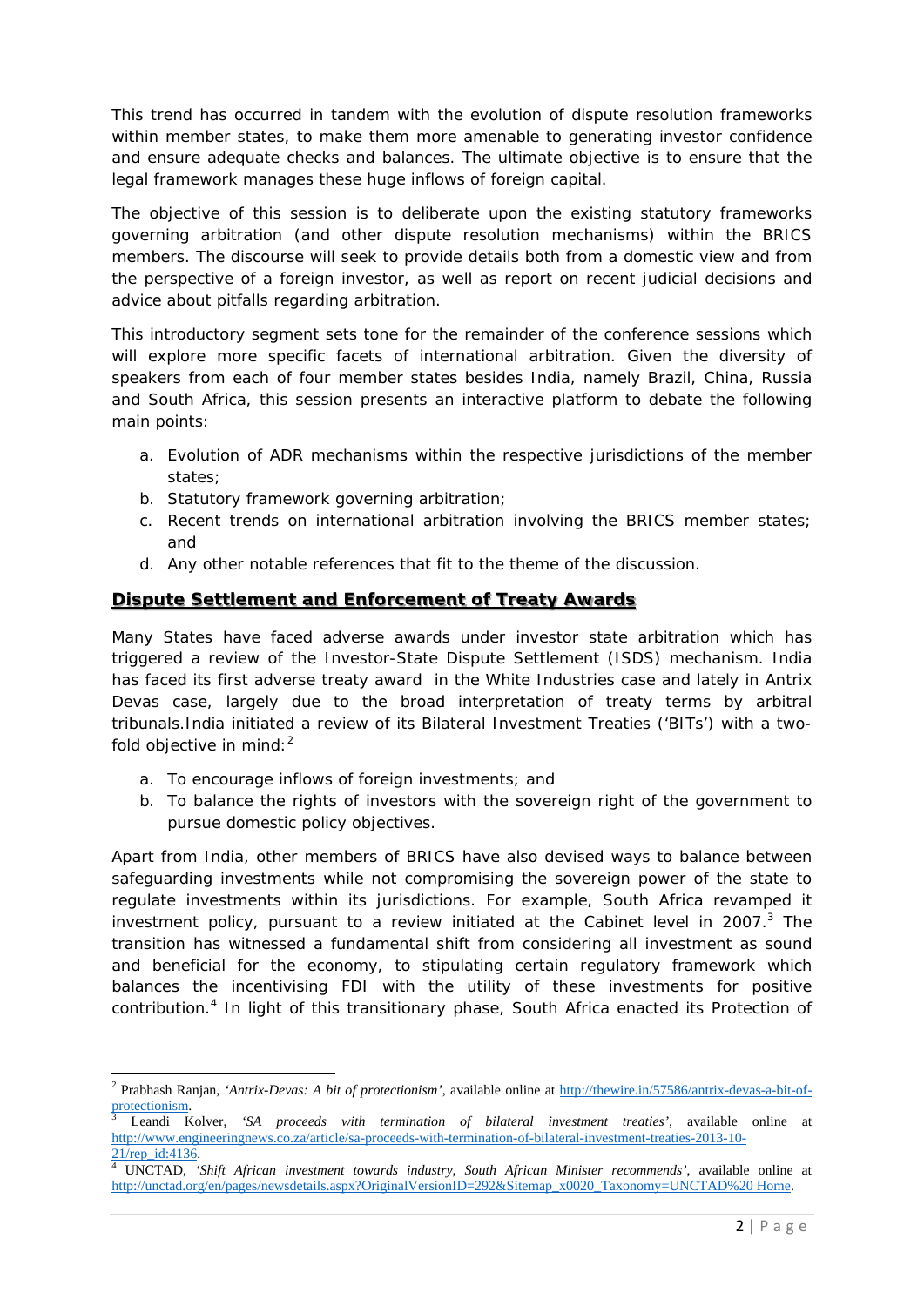This trend has occurred in tandem with the evolution of dispute resolution frameworks within member states, to make them more amenable to generating investor confidence and ensure adequate checks and balances. The ultimate objective is to ensure that the legal framework manages these huge inflows of foreign capital.

The objective of this session is to deliberate upon the existing statutory frameworks governing arbitration (and other dispute resolution mechanisms) within the BRICS members. The discourse will seek to provide details both from a domestic view and from the perspective of a foreign investor, as well as report on recent judicial decisions and advice about pitfalls regarding arbitration.

This introductory segment sets tone for the remainder of the conference sessions which will explore more specific facets of international arbitration. Given the diversity of speakers from each of four member states besides India, namely Brazil, China, Russia and South Africa, this session presents an interactive platform to debate the following main points:

a. Evolution of ADR mechanisms within the respective jurisdictions of the member states;
b. Statutory framework governing arbitration;
c. Recent trends on international arbitration involving the BRICS member states; and
d. Any other notable references that fit to the theme of the discussion.

## **Dispute Settlement and Enforcement of Treaty Awards**

Many States have faced adverse awards under investor state arbitration which has triggered a review of the Investor-State Dispute Settlement (ISDS) mechanism. India has faced its first adverse treaty award in the White Industries case and lately in Antrix Devas case, largely due to the broad interpretation of treaty terms by arbitral tribunals.India initiated a review of its Bilateral Investment Treaties ('BITs') with a two-fold objective in mind:[2]

a. To encourage inflows of foreign investments; and
b. To balance the rights of investors with the sovereign right of the government to pursue domestic policy objectives.

Apart from India, other members of BRICS have also devised ways to balance between safeguarding investments while not compromising the sovereign power of the state to regulate investments within its jurisdictions. For example, South Africa revamped it investment policy, pursuant to a review initiated at the Cabinet level in 2007.[3] The transition has witnessed a fundamental shift from considering all investment as sound and beneficial for the economy, to stipulating certain regulatory framework which balances the incentivising FDI with the utility of these investments for positive contribution.[4] In light of this transitionary phase, South Africa enacted its Protection of

---

[2] Prabhash Ranjan, *'Antrix-Devas: A bit of protectionism'*, available online at http://thewire.in/57586/antrix-devas-a-bit-of-protectionism.

[3] Leandi Kolver, *'SA proceeds with termination of bilateral investment treaties'*, available online at http://www.engineeringnews.co.za/article/sa-proceeds-with-termination-of-bilateral-investment-treaties-2013-10-21/rep_id:4136.

[4] UNCTAD, *'Shift African investment towards industry, South African Minister recommends'*, available online at http://unctad.org/en/pages/newsdetails.aspx?OriginalVersionID=292&Sitemap_x0020_Taxonomy=UNCTAD%20 Home.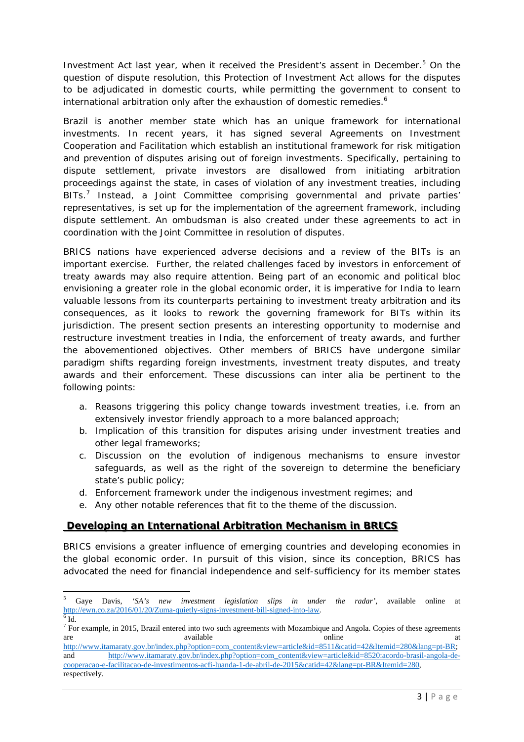Investment Act last year, when it received the President's assent in December.[5] On the question of dispute resolution, this Protection of Investment Act allows for the disputes to be adjudicated in domestic courts, while permitting the government to consent to international arbitration only after the exhaustion of domestic remedies.[6]

Brazil is another member state which has an unique framework for international investments. In recent years, it has signed several Agreements on Investment Cooperation and Facilitation which establish an institutional framework for risk mitigation and prevention of disputes arising out of foreign investments. Specifically, pertaining to dispute settlement, private investors are disallowed from initiating arbitration proceedings against the state, in cases of violation of any investment treaties, including BITs.[7] Instead, a Joint Committee comprising governmental and private parties' representatives, is set up for the implementation of the agreement framework, including dispute settlement. An ombudsman is also created under these agreements to act in coordination with the Joint Committee in resolution of disputes.

BRICS nations have experienced adverse decisions and a review of the BITs is an important exercise. Further, the related challenges faced by investors in enforcement of treaty awards may also require attention. Being part of an economic and political bloc envisioning a greater role in the global economic order, it is imperative for India to learn valuable lessons from its counterparts pertaining to investment treaty arbitration and its consequences, as it looks to rework the governing framework for BITs within its jurisdiction. The present section presents an interesting opportunity to modernise and restructure investment treaties in India, the enforcement of treaty awards, and further the abovementioned objectives. Other members of BRICS have undergone similar paradigm shifts regarding foreign investments, investment treaty disputes, and treaty awards and their enforcement. These discussions can inter alia be pertinent to the following points:

a. Reasons triggering this policy change towards investment treaties, i.e. from an extensively investor friendly approach to a more balanced approach;
b. Implication of this transition for disputes arising under investment treaties and other legal frameworks;
c. Discussion on the evolution of indigenous mechanisms to ensure investor safeguards, as well as the right of the sovereign to determine the beneficiary state's public policy;
d. Enforcement framework under the indigenous investment regimes; and
e. Any other notable references that fit to the theme of the discussion.

## Developing an International Arbitration Mechanism in BRICS

BRICS envisions a greater influence of emerging countries and developing economies in the global economic order. In pursuit of this vision, since its conception, BRICS has advocated the need for financial independence and self-sufficiency for its member states

---

[5] Gaye Davis, *'SA's new investment legislation slips in under the radar'*, available online at http://ewn.co.za/2016/01/20/Zuma-quietly-signs-investment-bill-signed-into-law.

[6] Id.

[7] For example, in 2015, Brazil entered into two such agreements with Mozambique and Angola. Copies of these agreements are available online at http://www.itamaraty.gov.br/index.php?option=com_content&view=article&id=8511&catid=42&Itemid=280&lang=pt-BR; and http://www.itamaraty.gov.br/index.php?option=com_content&view=article&id=8520:acordo-brasil-angola-de-cooperacao-e-facilitacao-de-investimentos-acfi-luanda-1-de-abril-de-2015&catid=42&lang=pt-BR&Itemid=280, respectively.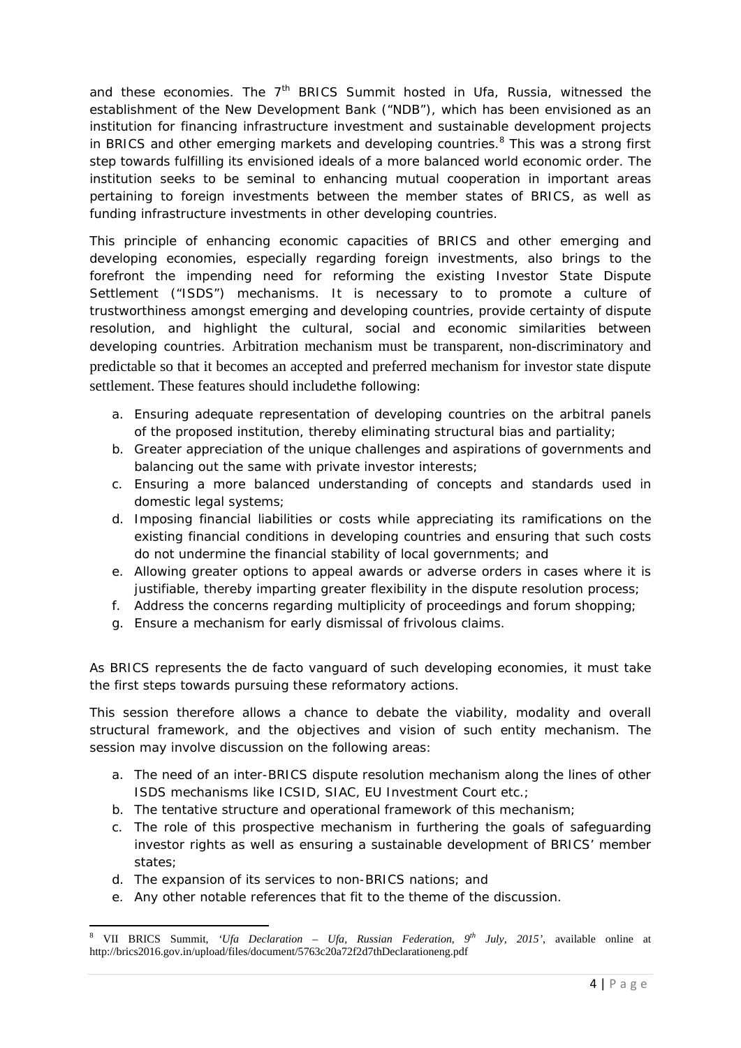and these economies. The 7th BRICS Summit hosted in Ufa, Russia, witnessed the establishment of the New Development Bank ("NDB"), which has been envisioned as an institution for financing infrastructure investment and sustainable development projects in BRICS and other emerging markets and developing countries.[8] This was a strong first step towards fulfilling its envisioned ideals of a more balanced world economic order. The institution seeks to be seminal to enhancing mutual cooperation in important areas pertaining to foreign investments between the member states of BRICS, as well as funding infrastructure investments in other developing countries.

This principle of enhancing economic capacities of BRICS and other emerging and developing economies, especially regarding foreign investments, also brings to the forefront the impending need for reforming the existing Investor State Dispute Settlement ("ISDS") mechanisms. It is necessary to to promote a culture of trustworthiness amongst emerging and developing countries, provide certainty of dispute resolution, and highlight the cultural, social and economic similarities between developing countries. Arbitration mechanism must be transparent, non-discriminatory and predictable so that it becomes an accepted and preferred mechanism for investor state dispute settlement. These features should includethe following:

a. Ensuring adequate representation of developing countries on the arbitral panels of the proposed institution, thereby eliminating structural bias and partiality;
b. Greater appreciation of the unique challenges and aspirations of governments and balancing out the same with private investor interests;
c. Ensuring a more balanced understanding of concepts and standards used in domestic legal systems;
d. Imposing financial liabilities or costs while appreciating its ramifications on the existing financial conditions in developing countries and ensuring that such costs do not undermine the financial stability of local governments; and
e. Allowing greater options to appeal awards or adverse orders in cases where it is justifiable, thereby imparting greater flexibility in the dispute resolution process;
f. Address the concerns regarding multiplicity of proceedings and forum shopping;
g. Ensure a mechanism for early dismissal of frivolous claims.

As BRICS represents the de facto vanguard of such developing economies, it must take the first steps towards pursuing these reformatory actions.

This session therefore allows a chance to debate the viability, modality and overall structural framework, and the objectives and vision of such entity mechanism. The session may involve discussion on the following areas:

a. The need of an inter-BRICS dispute resolution mechanism along the lines of other ISDS mechanisms like ICSID, SIAC, EU Investment Court etc.;
b. The tentative structure and operational framework of this mechanism;
c. The role of this prospective mechanism in furthering the goals of safeguarding investor rights as well as ensuring a sustainable development of BRICS' member states;
d. The expansion of its services to non-BRICS nations; and
e. Any other notable references that fit to the theme of the discussion.

[8] VII BRICS Summit, *'Ufa Declaration – Ufa, Russian Federation, 9th July, 2015'*, available online at http://brics2016.gov.in/upload/files/document/5763c20a72f2d7thDeclarationeng.pdf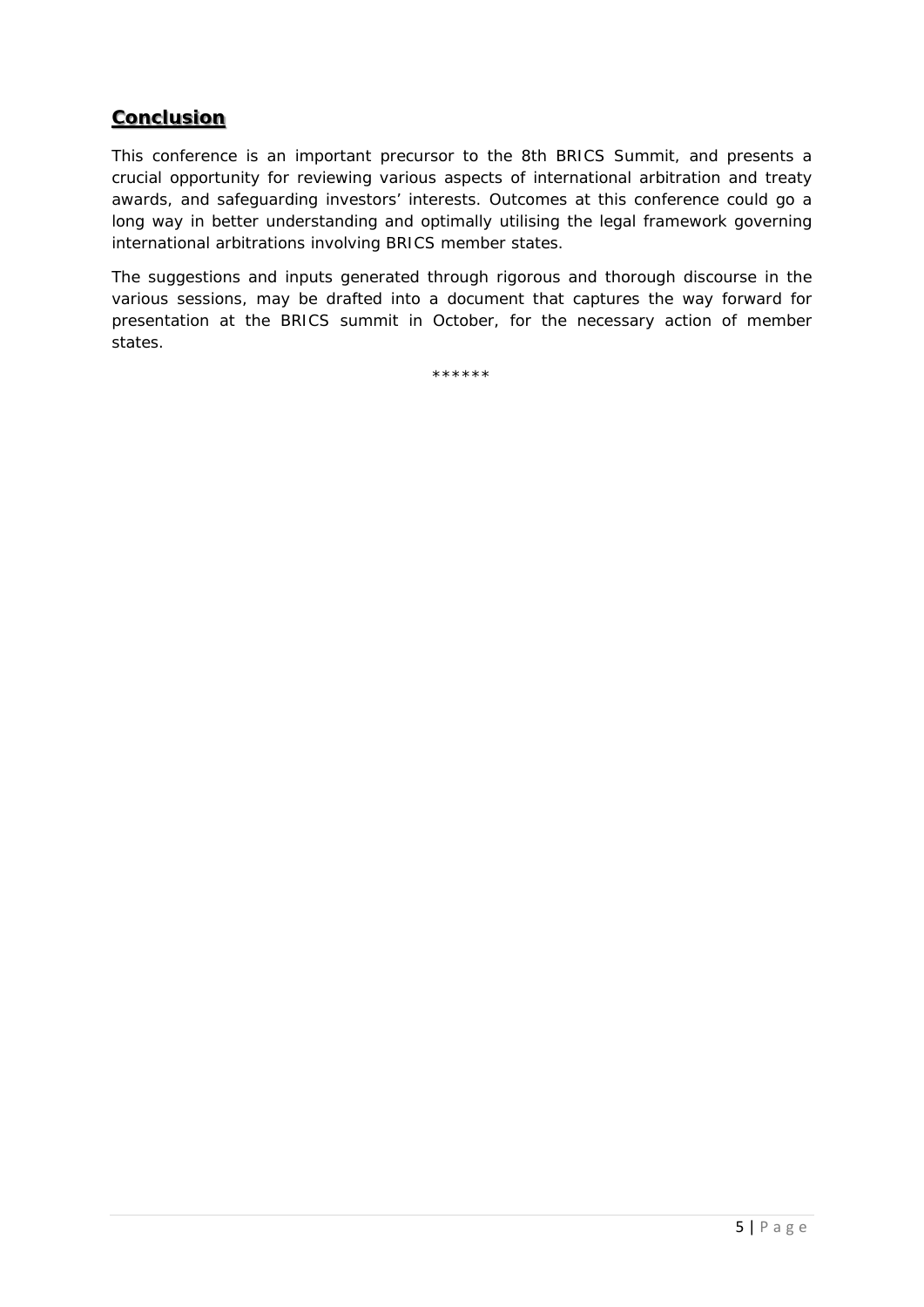## **Conclusion**

This conference is an important precursor to the 8th BRICS Summit, and presents a crucial opportunity for reviewing various aspects of international arbitration and treaty awards, and safeguarding investors' interests. Outcomes at this conference could go a long way in better understanding and optimally utilising the legal framework governing international arbitrations involving BRICS member states.

The suggestions and inputs generated through rigorous and thorough discourse in the various sessions, may be drafted into a document that captures the way forward for presentation at the BRICS summit in October, for the necessary action of member states.

******